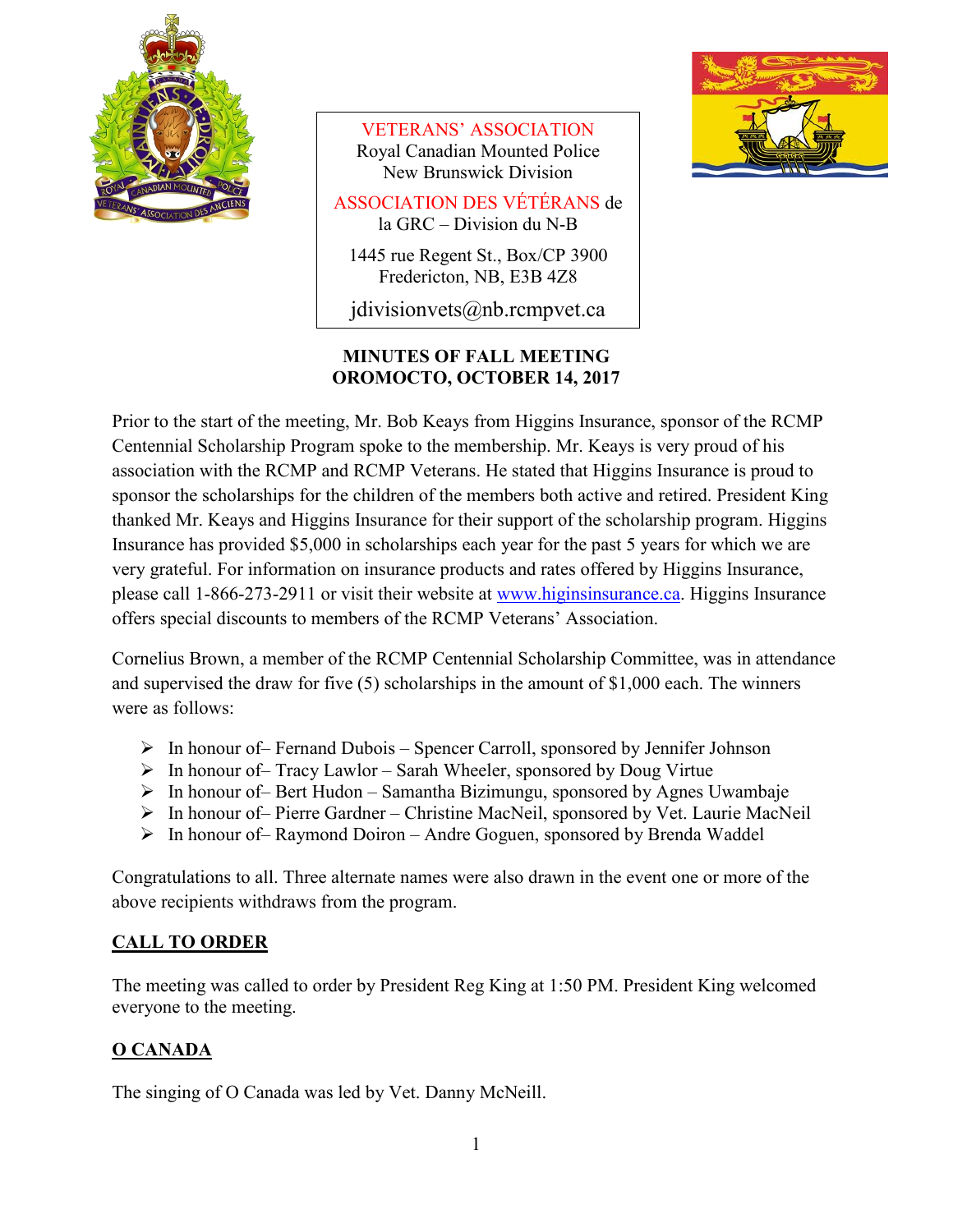VETERANS' ASSOCIATION
Royal Canadian Mounted Police
New Brunswick Division

ASSOCIATION DES VÉTÉRANS de
la GRC – Division du N-B

1445 rue Regent St., Box/CP 3900
Fredericton, NB, E3B 4Z8

jdivisionvets@nb.rcmpvet.ca

# MINUTES OF FALL MEETING
# OROMOCTO, OCTOBER 14, 2017

Prior to the start of the meeting, Mr. Bob Keays from Higgins Insurance, sponsor of the RCMP Centennial Scholarship Program spoke to the membership. Mr. Keays is very proud of his association with the RCMP and RCMP Veterans. He stated that Higgins Insurance is proud to sponsor the scholarships for the children of the members both active and retired. President King thanked Mr. Keays and Higgins Insurance for their support of the scholarship program. Higgins Insurance has provided $5,000 in scholarships each year for the past 5 years for which we are very grateful. For information on insurance products and rates offered by Higgins Insurance, please call 1-866-273-2911 or visit their website at www.higinsinsurance.ca. Higgins Insurance offers special discounts to members of the RCMP Veterans' Association.

Cornelius Brown, a member of the RCMP Centennial Scholarship Committee, was in attendance and supervised the draw for five (5) scholarships in the amount of $1,000 each. The winners were as follows:

- In honour of– Fernand Dubois – Spencer Carroll, sponsored by Jennifer Johnson
- In honour of– Tracy Lawlor – Sarah Wheeler, sponsored by Doug Virtue
- In honour of– Bert Hudon – Samantha Bizimungu, sponsored by Agnes Uwambaje
- In honour of– Pierre Gardner – Christine MacNeil, sponsored by Vet. Laurie MacNeil
- In honour of– Raymond Doiron – Andre Goguen, sponsored by Brenda Waddel

Congratulations to all. Three alternate names were also drawn in the event one or more of the above recipients withdraws from the program.

## CALL TO ORDER

The meeting was called to order by President Reg King at 1:50 PM. President King welcomed everyone to the meeting.

## O CANADA

The singing of O Canada was led by Vet. Danny McNeill.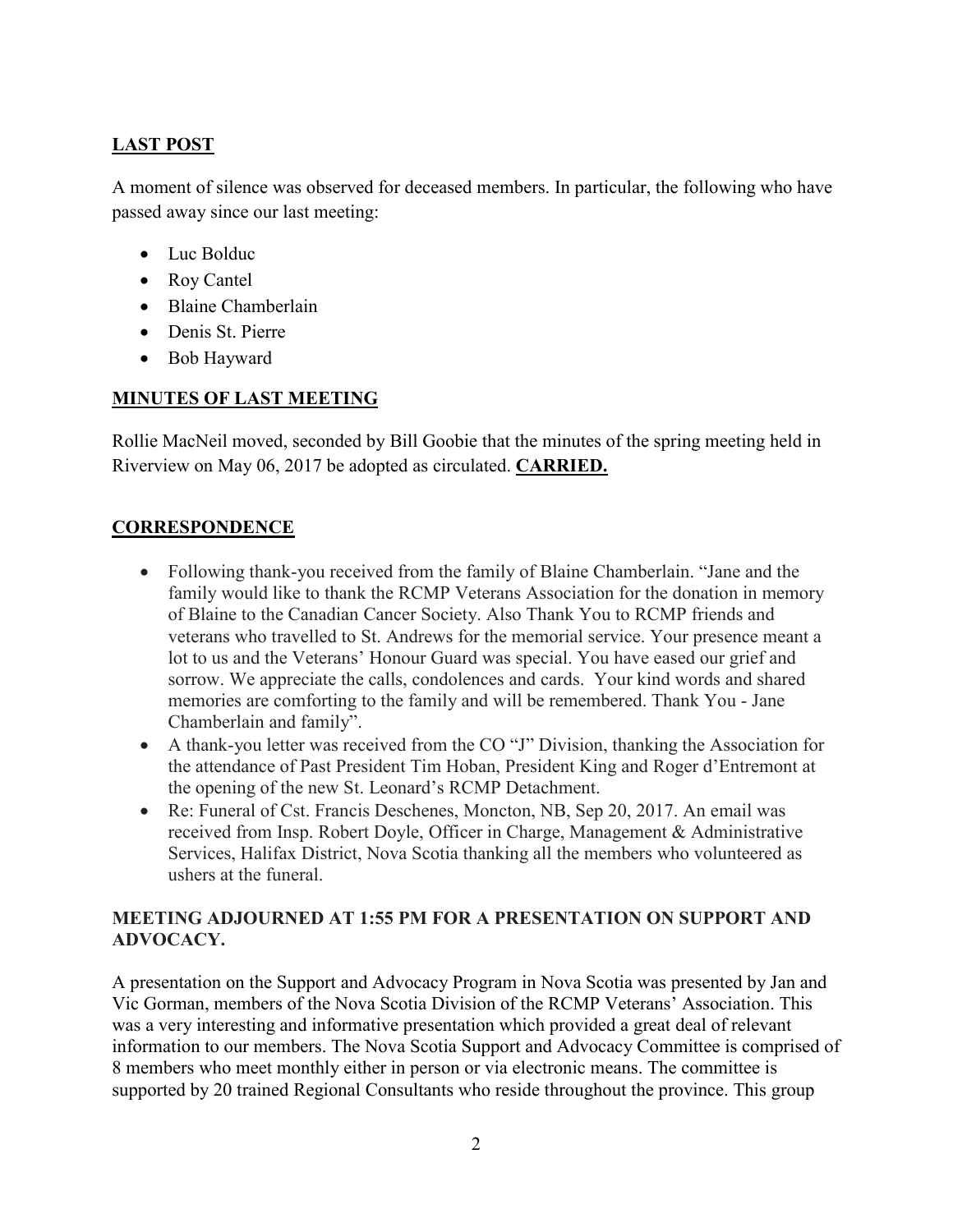## LAST POST

A moment of silence was observed for deceased members. In particular, the following who have passed away since our last meeting:

- Luc Bolduc
- Roy Cantel
- Blaine Chamberlain
- Denis St. Pierre
- Bob Hayward

## MINUTES OF LAST MEETING

Rollie MacNeil moved, seconded by Bill Goobie that the minutes of the spring meeting held in Riverview on May 06, 2017 be adopted as circulated. **CARRIED.**

## CORRESPONDENCE

- Following thank-you received from the family of Blaine Chamberlain. "Jane and the family would like to thank the RCMP Veterans Association for the donation in memory of Blaine to the Canadian Cancer Society. Also Thank You to RCMP friends and veterans who travelled to St. Andrews for the memorial service. Your presence meant a lot to us and the Veterans' Honour Guard was special. You have eased our grief and sorrow. We appreciate the calls, condolences and cards. Your kind words and shared memories are comforting to the family and will be remembered. Thank You - Jane Chamberlain and family".
- A thank-you letter was received from the CO "J" Division, thanking the Association for the attendance of Past President Tim Hoban, President King and Roger d'Entremont at the opening of the new St. Leonard's RCMP Detachment.
- Re: Funeral of Cst. Francis Deschenes, Moncton, NB, Sep 20, 2017. An email was received from Insp. Robert Doyle, Officer in Charge, Management & Administrative Services, Halifax District, Nova Scotia thanking all the members who volunteered as ushers at the funeral.

**MEETING ADJOURNED AT 1:55 PM FOR A PRESENTATION ON SUPPORT AND ADVOCACY.**

A presentation on the Support and Advocacy Program in Nova Scotia was presented by Jan and Vic Gorman, members of the Nova Scotia Division of the RCMP Veterans' Association. This was a very interesting and informative presentation which provided a great deal of relevant information to our members. The Nova Scotia Support and Advocacy Committee is comprised of 8 members who meet monthly either in person or via electronic means. The committee is supported by 20 trained Regional Consultants who reside throughout the province. This group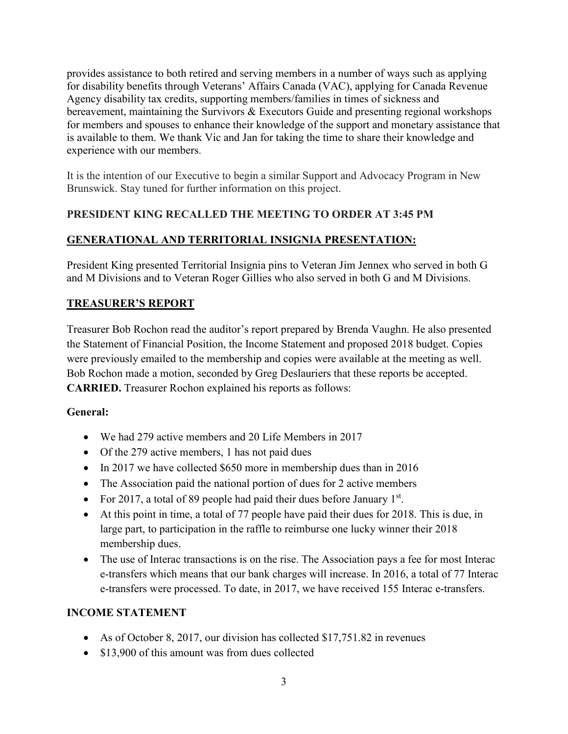provides assistance to both retired and serving members in a number of ways such as applying for disability benefits through Veterans' Affairs Canada (VAC), applying for Canada Revenue Agency disability tax credits, supporting members/families in times of sickness and bereavement, maintaining the Survivors & Executors Guide and presenting regional workshops for members and spouses to enhance their knowledge of the support and monetary assistance that is available to them. We thank Vic and Jan for taking the time to share their knowledge and experience with our members.

It is the intention of our Executive to begin a similar Support and Advocacy Program in New Brunswick. Stay tuned for further information on this project.

**PRESIDENT KING RECALLED THE MEETING TO ORDER AT 3:45 PM**

## GENERATIONAL AND TERRITORIAL INSIGNIA PRESENTATION:

President King presented Territorial Insignia pins to Veteran Jim Jennex who served in both G and M Divisions and to Veteran Roger Gillies who also served in both G and M Divisions.

## TREASURER'S REPORT

Treasurer Bob Rochon read the auditor's report prepared by Brenda Vaughn. He also presented the Statement of Financial Position, the Income Statement and proposed 2018 budget. Copies were previously emailed to the membership and copies were available at the meeting as well. Bob Rochon made a motion, seconded by Greg Deslauriers that these reports be accepted. **CARRIED.** Treasurer Rochon explained his reports as follows:

### General:

- We had 279 active members and 20 Life Members in 2017
- Of the 279 active members, 1 has not paid dues
- In 2017 we have collected $650 more in membership dues than in 2016
- The Association paid the national portion of dues for 2 active members
- For 2017, a total of 89 people had paid their dues before January 1st.
- At this point in time, a total of 77 people have paid their dues for 2018. This is due, in large part, to participation in the raffle to reimburse one lucky winner their 2018 membership dues.
- The use of Interac transactions is on the rise. The Association pays a fee for most Interac e-transfers which means that our bank charges will increase. In 2016, a total of 77 Interac e-transfers were processed. To date, in 2017, we have received 155 Interac e-transfers.

### INCOME STATEMENT

- As of October 8, 2017, our division has collected $17,751.82 in revenues
- $13,900 of this amount was from dues collected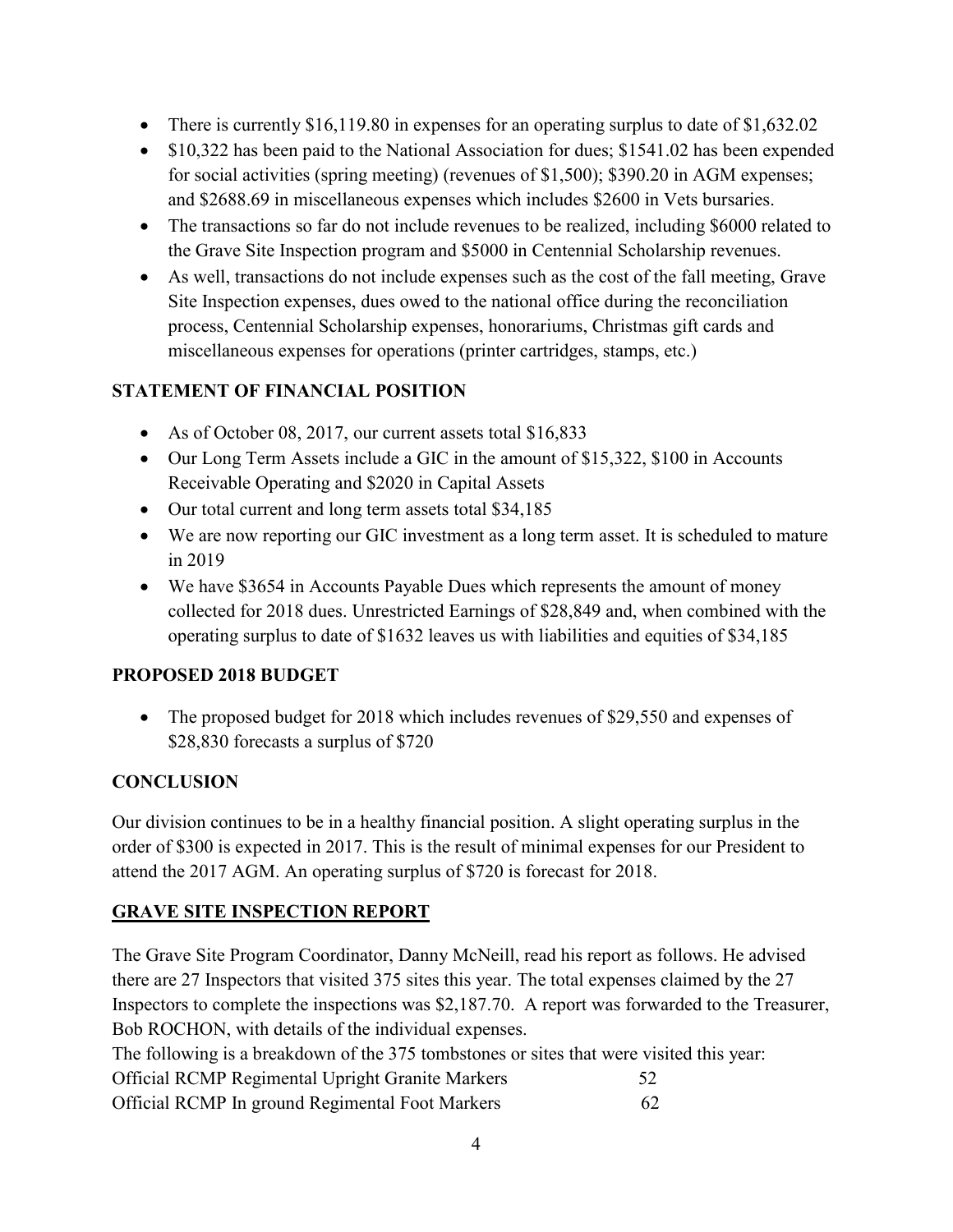- There is currently $16,119.80 in expenses for an operating surplus to date of $1,632.02
- $10,322 has been paid to the National Association for dues; $1541.02 has been expended for social activities (spring meeting) (revenues of $1,500); $390.20 in AGM expenses; and $2688.69 in miscellaneous expenses which includes $2600 in Vets bursaries.
- The transactions so far do not include revenues to be realized, including $6000 related to the Grave Site Inspection program and $5000 in Centennial Scholarship revenues.
- As well, transactions do not include expenses such as the cost of the fall meeting, Grave Site Inspection expenses, dues owed to the national office during the reconciliation process, Centennial Scholarship expenses, honorariums, Christmas gift cards and miscellaneous expenses for operations (printer cartridges, stamps, etc.)

**STATEMENT OF FINANCIAL POSITION**

- As of October 08, 2017, our current assets total $16,833
- Our Long Term Assets include a GIC in the amount of $15,322, $100 in Accounts Receivable Operating and $2020 in Capital Assets
- Our total current and long term assets total $34,185
- We are now reporting our GIC investment as a long term asset. It is scheduled to mature in 2019
- We have $3654 in Accounts Payable Dues which represents the amount of money collected for 2018 dues. Unrestricted Earnings of $28,849 and, when combined with the operating surplus to date of $1632 leaves us with liabilities and equities of $34,185

**PROPOSED 2018 BUDGET**

- The proposed budget for 2018 which includes revenues of $29,550 and expenses of $28,830 forecasts a surplus of $720

**CONCLUSION**

Our division continues to be in a healthy financial position. A slight operating surplus in the order of $300 is expected in 2017. This is the result of minimal expenses for our President to attend the 2017 AGM. An operating surplus of $720 is forecast for 2018.

**GRAVE SITE INSPECTION REPORT**

The Grave Site Program Coordinator, Danny McNeill, read his report as follows. He advised there are 27 Inspectors that visited 375 sites this year. The total expenses claimed by the 27 Inspectors to complete the inspections was $2,187.70. A report was forwarded to the Treasurer, Bob ROCHON, with details of the individual expenses.

The following is a breakdown of the 375 tombstones or sites that were visited this year:

| | |
|---|---|
| Official RCMP Regimental Upright Granite Markers | 52 |
| Official RCMP In ground Regimental Foot Markers | 62 |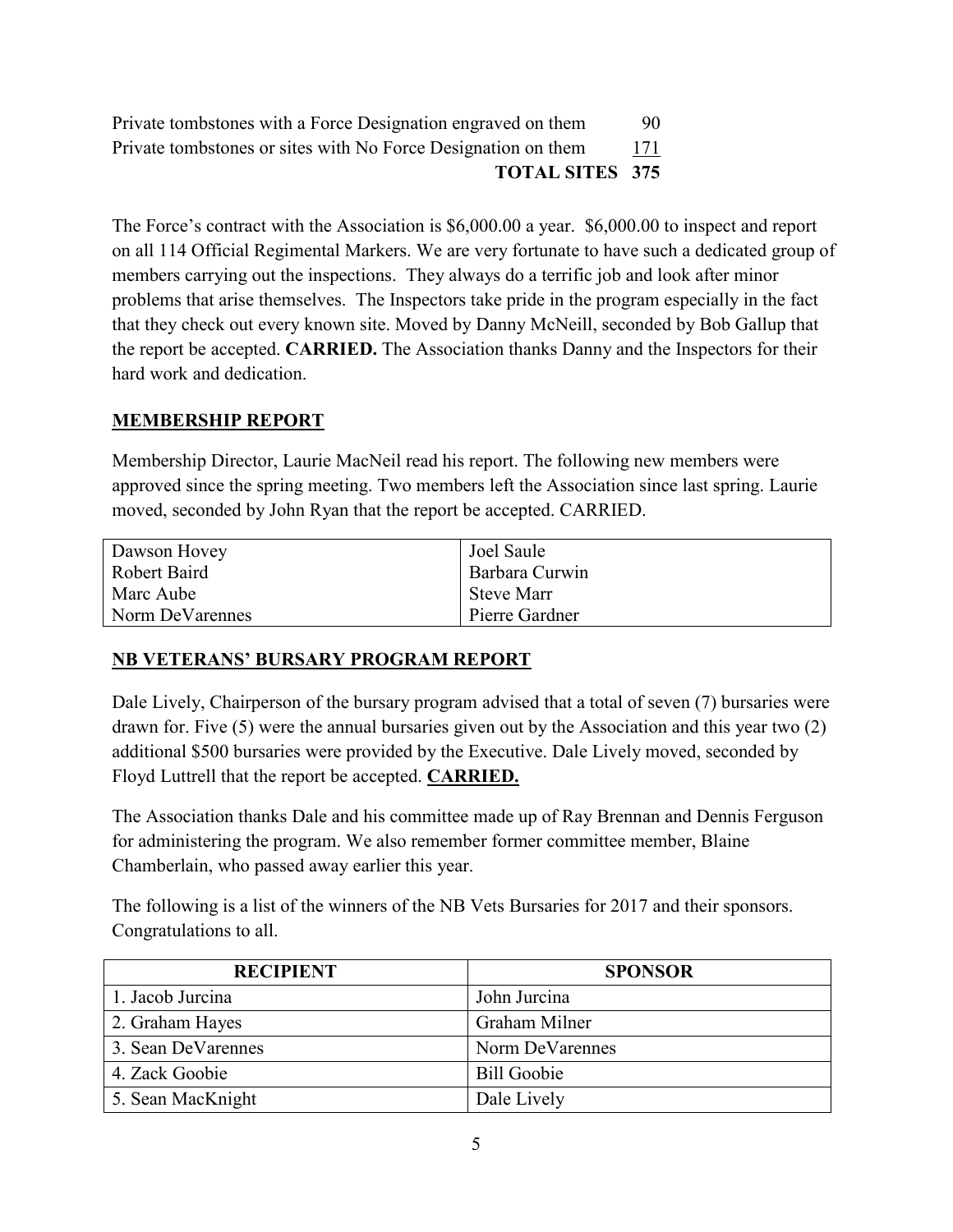| | |
|---|---|
| Private tombstones with a Force Designation engraved on them | 90 |
| Private tombstones or sites with No Force Designation on them | 171 |
| **TOTAL SITES** | **375** |

The Force's contract with the Association is $6,000.00 a year. $6,000.00 to inspect and report on all 114 Official Regimental Markers. We are very fortunate to have such a dedicated group of members carrying out the inspections. They always do a terrific job and look after minor problems that arise themselves. The Inspectors take pride in the program especially in the fact that they check out every known site. Moved by Danny McNeill, seconded by Bob Gallup that the report be accepted. **CARRIED.** The Association thanks Danny and the Inspectors for their hard work and dedication.

## MEMBERSHIP REPORT

Membership Director, Laurie MacNeil read his report. The following new members were approved since the spring meeting. Two members left the Association since last spring. Laurie moved, seconded by John Ryan that the report be accepted. CARRIED.

| | |
|---|---|
| Dawson Hovey | Joel Saule |
| Robert Baird | Barbara Curwin |
| Marc Aube | Steve Marr |
| Norm DeVarennes | Pierre Gardner |

## NB VETERANS' BURSARY PROGRAM REPORT

Dale Lively, Chairperson of the bursary program advised that a total of seven (7) bursaries were drawn for. Five (5) were the annual bursaries given out by the Association and this year two (2) additional $500 bursaries were provided by the Executive. Dale Lively moved, seconded by Floyd Luttrell that the report be accepted. **CARRIED.**

The Association thanks Dale and his committee made up of Ray Brennan and Dennis Ferguson for administering the program. We also remember former committee member, Blaine Chamberlain, who passed away earlier this year.

The following is a list of the winners of the NB Vets Bursaries for 2017 and their sponsors. Congratulations to all.

| RECIPIENT | SPONSOR |
|---|---|
| 1. Jacob Jurcina | John Jurcina |
| 2. Graham Hayes | Graham Milner |
| 3. Sean DeVarennes | Norm DeVarennes |
| 4. Zack Goobie | Bill Goobie |
| 5. Sean MacKnight | Dale Lively |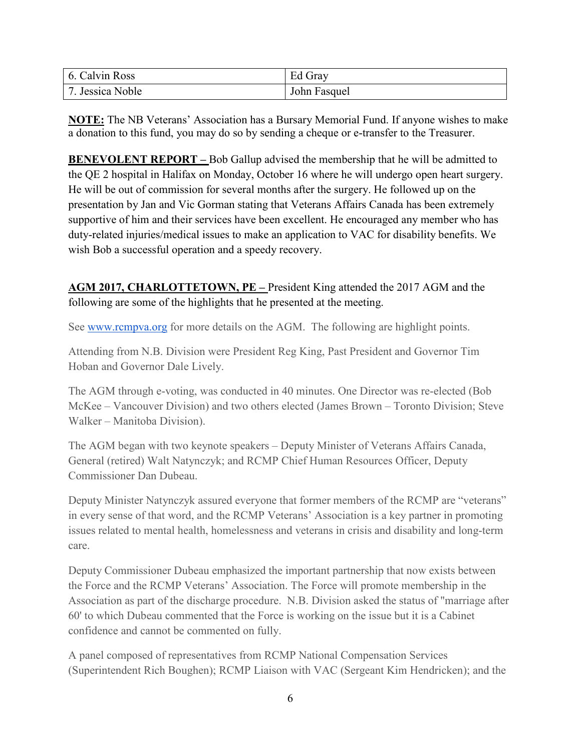| 6. Calvin Ross | Ed Gray |
|---|---|
| 7. Jessica Noble | John Fasquel |

**NOTE:** The NB Veterans' Association has a Bursary Memorial Fund. If anyone wishes to make a donation to this fund, you may do so by sending a cheque or e-transfer to the Treasurer.

**BENEVOLENT REPORT –** Bob Gallup advised the membership that he will be admitted to the QE 2 hospital in Halifax on Monday, October 16 where he will undergo open heart surgery. He will be out of commission for several months after the surgery. He followed up on the presentation by Jan and Vic Gorman stating that Veterans Affairs Canada has been extremely supportive of him and their services have been excellent. He encouraged any member who has duty-related injuries/medical issues to make an application to VAC for disability benefits. We wish Bob a successful operation and a speedy recovery.

**AGM 2017, CHARLOTTETOWN, PE –** President King attended the 2017 AGM and the following are some of the highlights that he presented at the meeting.

See www.rcmpva.org for more details on the AGM. The following are highlight points.

Attending from N.B. Division were President Reg King, Past President and Governor Tim Hoban and Governor Dale Lively.

The AGM through e-voting, was conducted in 40 minutes. One Director was re-elected (Bob McKee – Vancouver Division) and two others elected (James Brown – Toronto Division; Steve Walker – Manitoba Division).

The AGM began with two keynote speakers – Deputy Minister of Veterans Affairs Canada, General (retired) Walt Natynczyk; and RCMP Chief Human Resources Officer, Deputy Commissioner Dan Dubeau.

Deputy Minister Natynczyk assured everyone that former members of the RCMP are "veterans" in every sense of that word, and the RCMP Veterans' Association is a key partner in promoting issues related to mental health, homelessness and veterans in crisis and disability and long-term care.

Deputy Commissioner Dubeau emphasized the important partnership that now exists between the Force and the RCMP Veterans' Association. The Force will promote membership in the Association as part of the discharge procedure. N.B. Division asked the status of "marriage after 60' to which Dubeau commented that the Force is working on the issue but it is a Cabinet confidence and cannot be commented on fully.

A panel composed of representatives from RCMP National Compensation Services (Superintendent Rich Boughen); RCMP Liaison with VAC (Sergeant Kim Hendricken); and the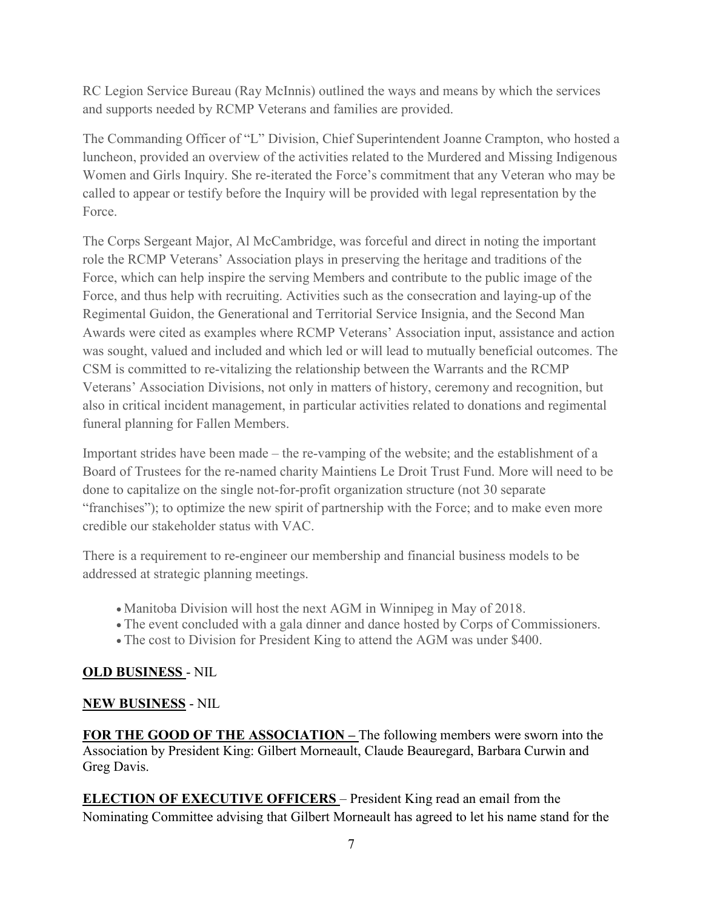RC Legion Service Bureau (Ray McInnis) outlined the ways and means by which the services and supports needed by RCMP Veterans and families are provided.

The Commanding Officer of "L" Division, Chief Superintendent Joanne Crampton, who hosted a luncheon, provided an overview of the activities related to the Murdered and Missing Indigenous Women and Girls Inquiry. She re-iterated the Force's commitment that any Veteran who may be called to appear or testify before the Inquiry will be provided with legal representation by the Force.

The Corps Sergeant Major, Al McCambridge, was forceful and direct in noting the important role the RCMP Veterans' Association plays in preserving the heritage and traditions of the Force, which can help inspire the serving Members and contribute to the public image of the Force, and thus help with recruiting. Activities such as the consecration and laying-up of the Regimental Guidon, the Generational and Territorial Service Insignia, and the Second Man Awards were cited as examples where RCMP Veterans' Association input, assistance and action was sought, valued and included and which led or will lead to mutually beneficial outcomes. The CSM is committed to re-vitalizing the relationship between the Warrants and the RCMP Veterans' Association Divisions, not only in matters of history, ceremony and recognition, but also in critical incident management, in particular activities related to donations and regimental funeral planning for Fallen Members.

Important strides have been made – the re-vamping of the website; and the establishment of a Board of Trustees for the re-named charity Maintiens Le Droit Trust Fund. More will need to be done to capitalize on the single not-for-profit organization structure (not 30 separate "franchises"); to optimize the new spirit of partnership with the Force; and to make even more credible our stakeholder status with VAC.

There is a requirement to re-engineer our membership and financial business models to be addressed at strategic planning meetings.

- Manitoba Division will host the next AGM in Winnipeg in May of 2018.
- The event concluded with a gala dinner and dance hosted by Corps of Commissioners.
- The cost to Division for President King to attend the AGM was under $400.

**OLD BUSINESS** - NIL

**NEW BUSINESS** - NIL

**FOR THE GOOD OF THE ASSOCIATION –** The following members were sworn into the Association by President King: Gilbert Morneault, Claude Beauregard, Barbara Curwin and Greg Davis.

**ELECTION OF EXECUTIVE OFFICERS** – President King read an email from the Nominating Committee advising that Gilbert Morneault has agreed to let his name stand for the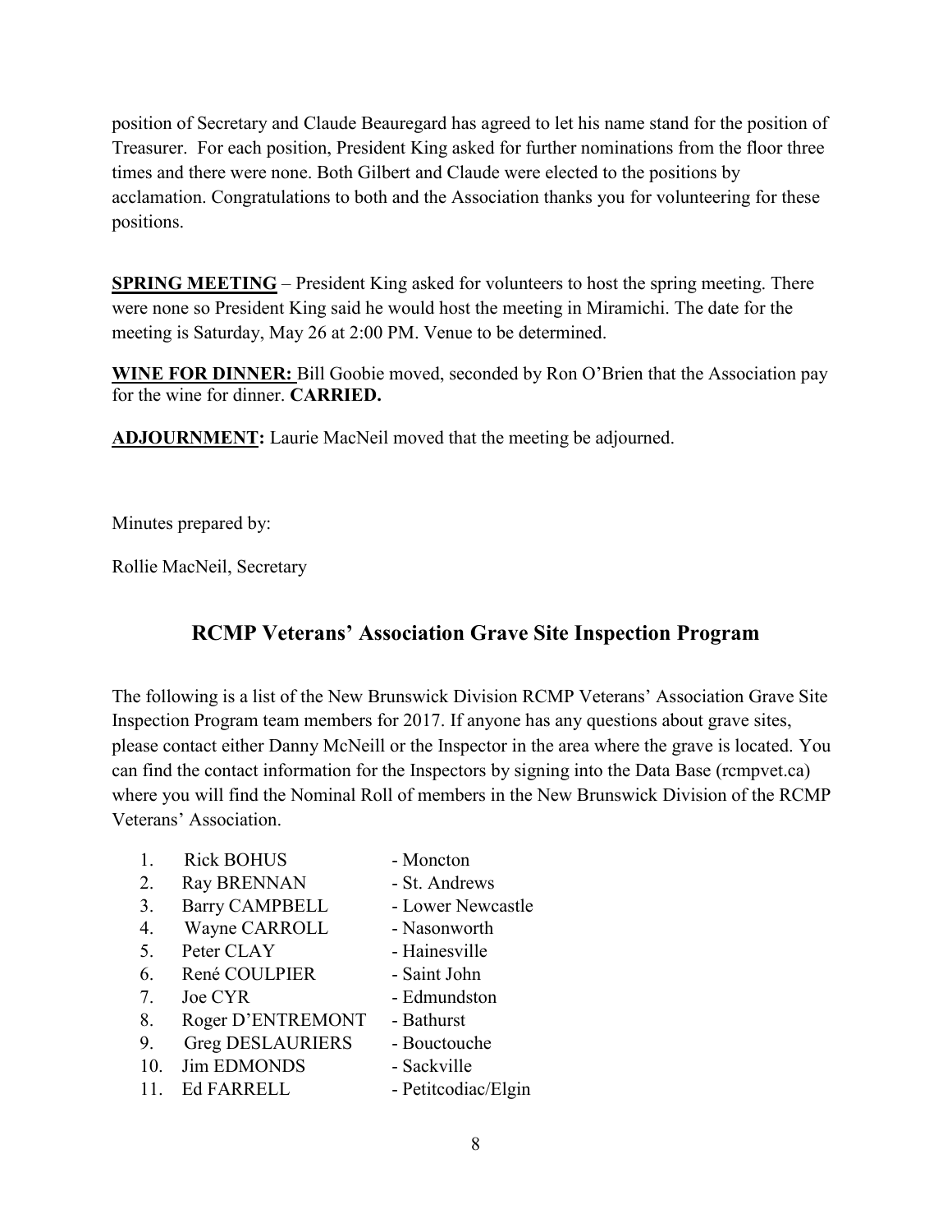position of Secretary and Claude Beauregard has agreed to let his name stand for the position of Treasurer. For each position, President King asked for further nominations from the floor three times and there were none. Both Gilbert and Claude were elected to the positions by acclamation. Congratulations to both and the Association thanks you for volunteering for these positions.

**SPRING MEETING** – President King asked for volunteers to host the spring meeting. There were none so President King said he would host the meeting in Miramichi. The date for the meeting is Saturday, May 26 at 2:00 PM. Venue to be determined.

**WINE FOR DINNER:** Bill Goobie moved, seconded by Ron O'Brien that the Association pay for the wine for dinner. **CARRIED.**

**ADJOURNMENT:** Laurie MacNeil moved that the meeting be adjourned.

Minutes prepared by:

Rollie MacNeil, Secretary

## RCMP Veterans' Association Grave Site Inspection Program

The following is a list of the New Brunswick Division RCMP Veterans' Association Grave Site Inspection Program team members for 2017. If anyone has any questions about grave sites, please contact either Danny McNeill or the Inspector in the area where the grave is located. You can find the contact information for the Inspectors by signing into the Data Base (rcmpvet.ca) where you will find the Nominal Roll of members in the New Brunswick Division of the RCMP Veterans' Association.

1. Rick BOHUS - Moncton
2. Ray BRENNAN - St. Andrews
3. Barry CAMPBELL - Lower Newcastle
4. Wayne CARROLL - Nasonworth
5. Peter CLAY - Hainesville
6. René COULPIER - Saint John
7. Joe CYR - Edmundston
8. Roger D'ENTREMONT - Bathurst
9. Greg DESLAURIERS - Bouctouche
10. Jim EDMONDS - Sackville
11. Ed FARRELL - Petitcodiac/Elgin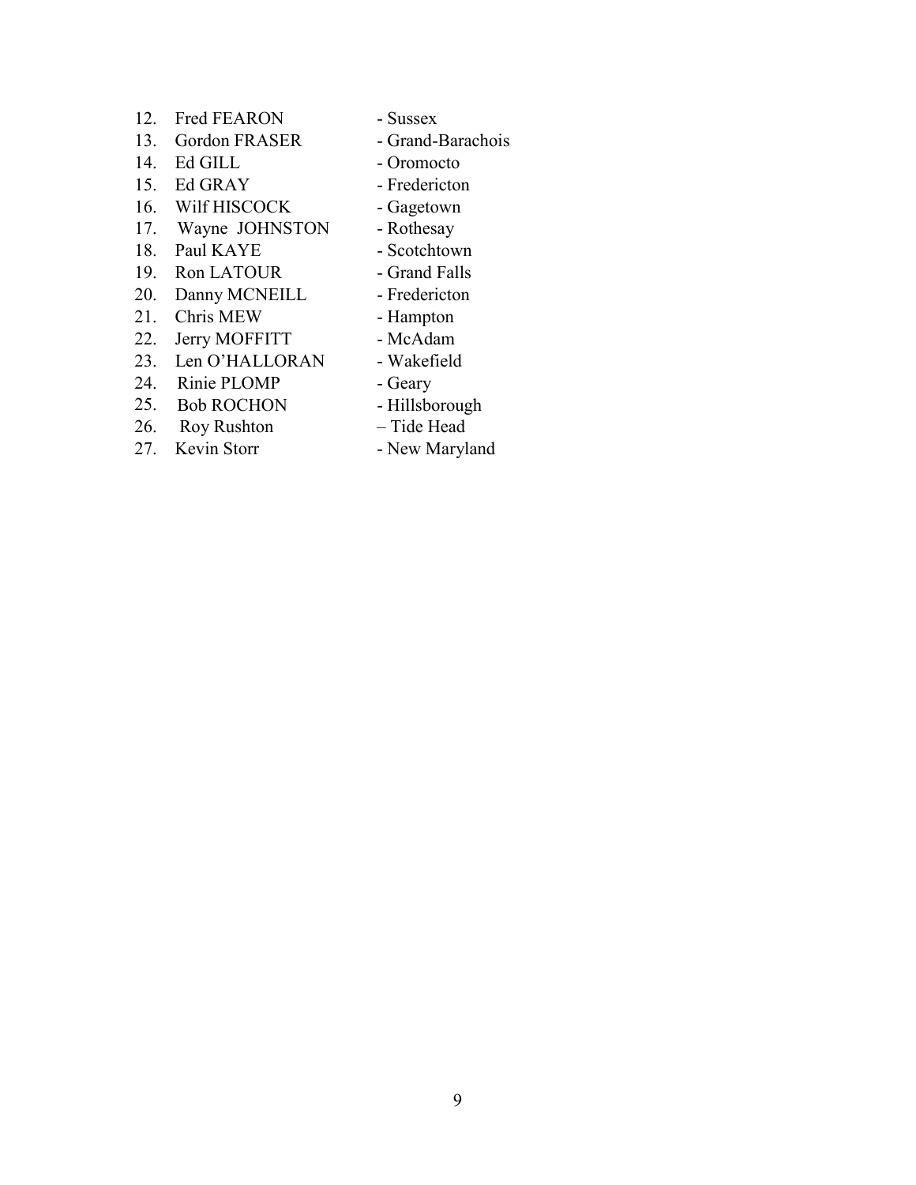12. Fred FEARON - Sussex
13. Gordon FRASER - Grand-Barachois
14. Ed GILL - Oromocto
15. Ed GRAY - Fredericton
16. Wilf HISCOCK - Gagetown
17. Wayne JOHNSTON - Rothesay
18. Paul KAYE - Scotchtown
19. Ron LATOUR - Grand Falls
20. Danny MCNEILL - Fredericton
21. Chris MEW - Hampton
22. Jerry MOFFITT - McAdam
23. Len O'HALLORAN - Wakefield
24. Rinie PLOMP - Geary
25. Bob ROCHON - Hillsborough
26. Roy Rushton – Tide Head
27. Kevin Storr - New Maryland